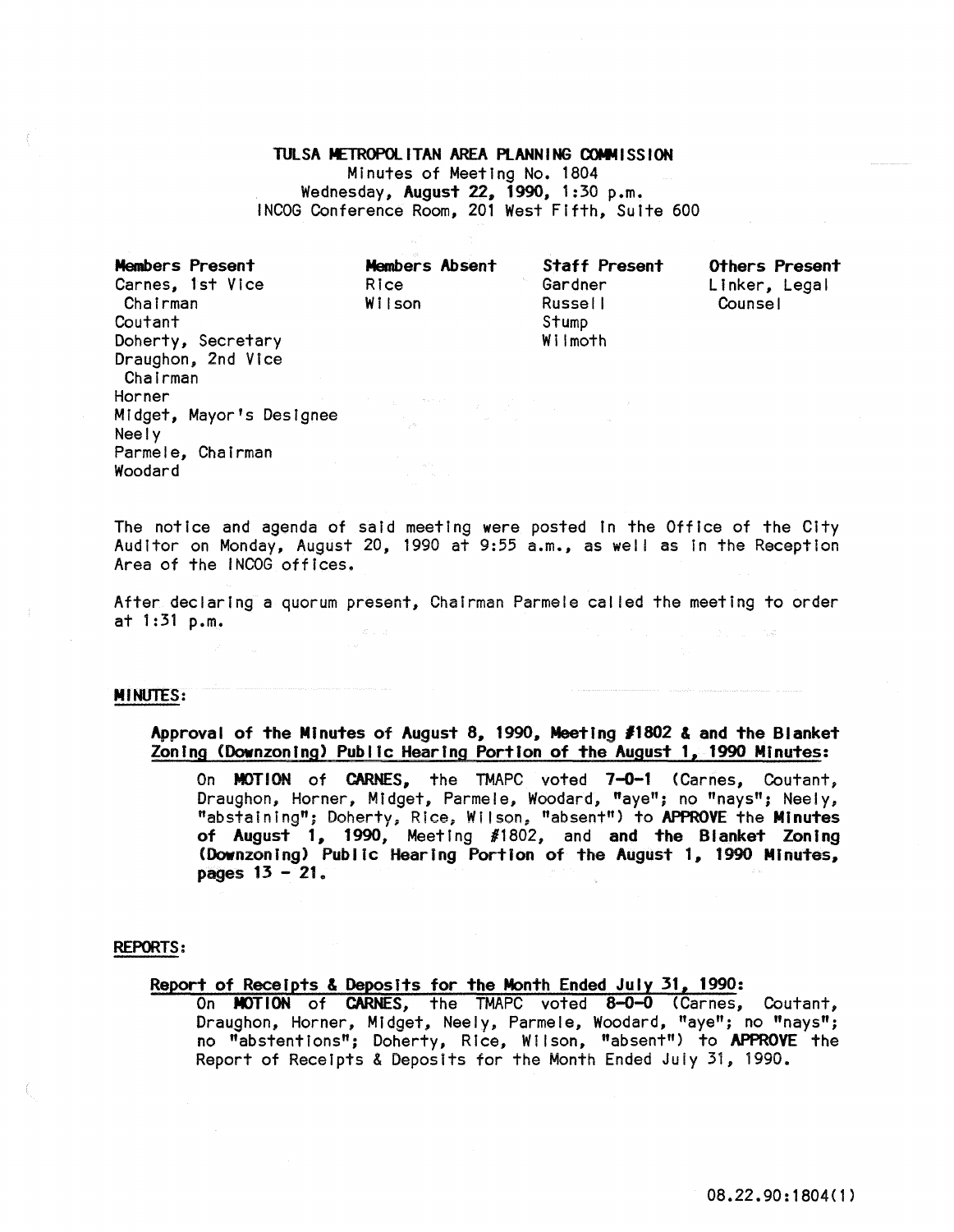# TULSA METROPOLITAN AREA PLANNING COMMISSION

Minutes of Meeting No. 1804
Wednesday, **August 22, 1990**, 1:30 p.m.
INCOG Conference Room, 201 West Fifth, Suite 600

| Members Present | Members Absent | Staff Present | Others Present |
|---|---|---|---|
| Carnes, 1st Vice Chairman | Rice | Gardner | Linker, Legal Counsel |
| Coutant | Wilson | Russell | |
| Doherty, Secretary | | Stump | |
| Draughon, 2nd Vice Chairman | | Wilmoth | |
| Horner | | | |
| Midget, Mayor's Designee | | | |
| Neely | | | |
| Parmele, Chairman | | | |
| Woodard | | | |

The notice and agenda of said meeting were posted in the Office of the City Auditor on Monday, August 20, 1990 at 9:55 a.m., as well as in the Reception Area of the INCOG offices.

After declaring a quorum present, Chairman Parmele called the meeting to order at 1:31 p.m.

## MINUTES:

**Approval of the Minutes of August 8, 1990, Meeting #1802 & and the Blanket Zoning (Downzoning) Public Hearing Portion of the August 1, 1990 Minutes:**

On **MOTION** of **CARNES**, the TMAPC voted **7-0-1** (Carnes, Coutant, Draughon, Horner, Midget, Parmele, Woodard, "aye"; no "nays"; Neely, "abstaining"; Doherty, Rice, Wilson, "absent") to **APPROVE** the **Minutes of August 1, 1990**, Meeting #1802, and **and the Blanket Zoning (Downzoning) Public Hearing Portion of the August 1, 1990 Minutes, pages 13 - 21.**

## REPORTS:

**Report of Receipts & Deposits for the Month Ended July 31, 1990:**

On **MOTION** of **CARNES**, the TMAPC voted **8-0-0** (Carnes, Coutant, Draughon, Horner, Midget, Neely, Parmele, Woodard, "aye"; no "nays"; no "abstentions"; Doherty, Rice, Wilson, "absent") to **APPROVE** the Report of Receipts & Deposits for the Month Ended July 31, 1990.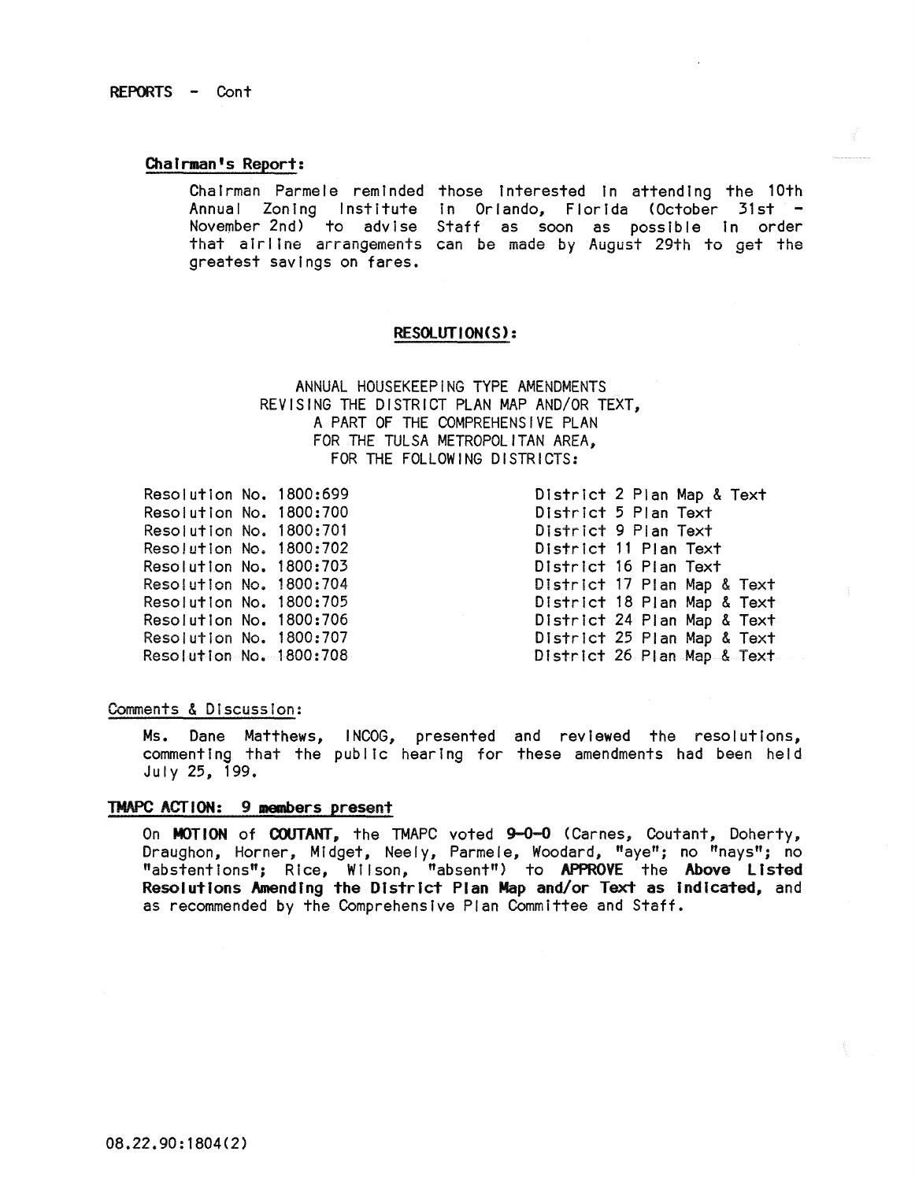REPORTS - Cont

**Chairman's Report:**

Chairman Parmele reminded those interested in attending the 10th Annual Zoning Institute in Orlando, Florida (October 31st - November 2nd) to advise Staff as soon as possible in order that airline arrangements can be made by August 29th to get the greatest savings on fares.

**RESOLUTION(S):**

ANNUAL HOUSEKEEPING TYPE AMENDMENTS
REVISING THE DISTRICT PLAN MAP AND/OR TEXT,
A PART OF THE COMPREHENSIVE PLAN
FOR THE TULSA METROPOLITAN AREA,
FOR THE FOLLOWING DISTRICTS:

| | |
|---|---|
| Resolution No. 1800:699 | District 2 Plan Map & Text |
| Resolution No. 1800:700 | District 5 Plan Text |
| Resolution No. 1800:701 | District 9 Plan Text |
| Resolution No. 1800:702 | District 11 Plan Text |
| Resolution No. 1800:703 | District 16 Plan Text |
| Resolution No. 1800:704 | District 17 Plan Map & Text |
| Resolution No. 1800:705 | District 18 Plan Map & Text |
| Resolution No. 1800:706 | District 24 Plan Map & Text |
| Resolution No. 1800:707 | District 25 Plan Map & Text |
| Resolution No. 1800:708 | District 26 Plan Map & Text |

Comments & Discussion:

Ms. Dane Matthews, INCOG, presented and reviewed the resolutions, commenting that the public hearing for these amendments had been held July 25, 199.

**TMAPC ACTION: 9 members present**

On **MOTION** of **COUTANT**, the TMAPC voted **9-0-0** (Carnes, Coutant, Doherty, Draughon, Horner, Midget, Neely, Parmele, Woodard, "aye"; no "nays"; no "abstentions"; Rice, Wilson, "absent") to **APPROVE** the **Above Listed Resolutions Amending the District Plan Map and/or Text as Indicated,** and as recommended by the Comprehensive Plan Committee and Staff.

08.22.90:1804(2)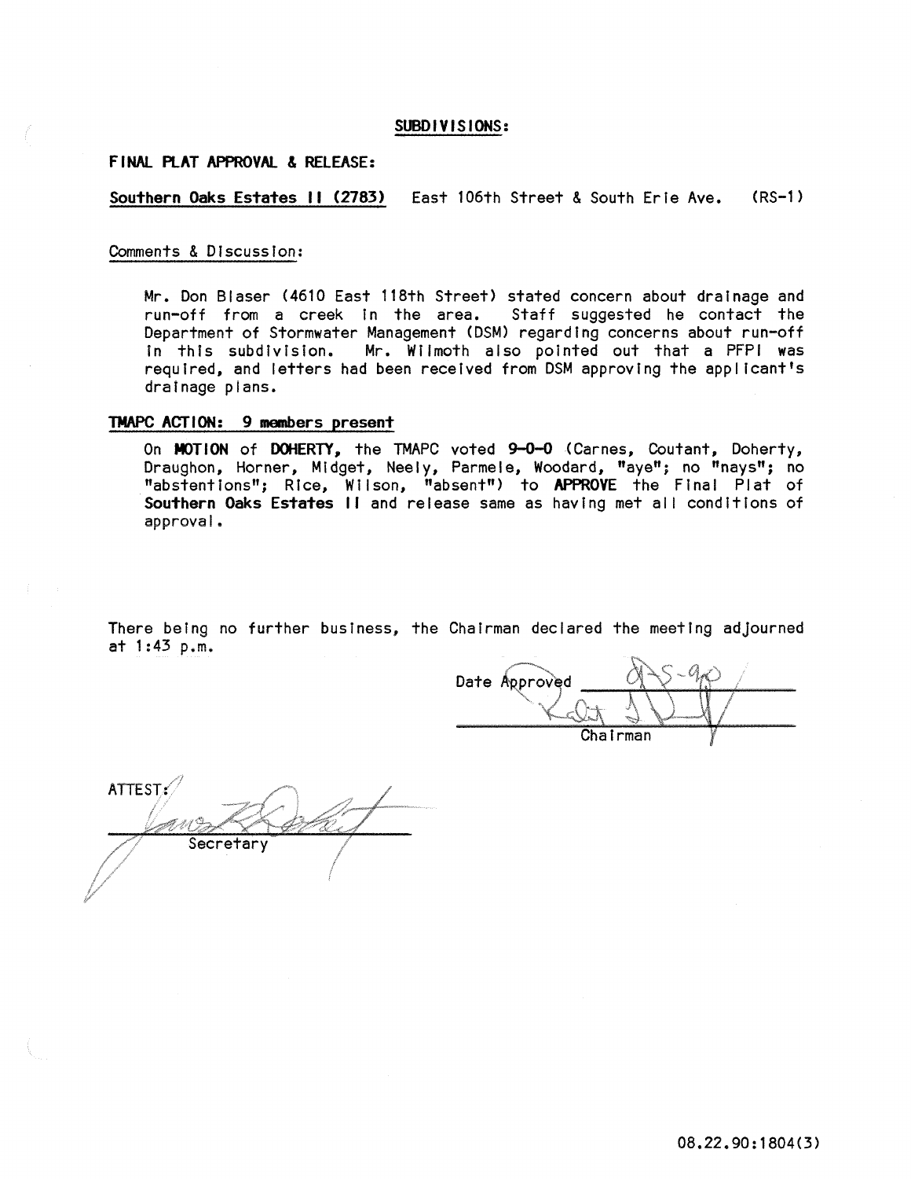## SUBDIVISIONS:

**FINAL PLAT APPROVAL & RELEASE:**

**Southern Oaks Estates II (2783)** East 106th Street & South Erie Ave. (RS-1)

Comments & Discussion:

Mr. Don Blaser (4610 East 118th Street) stated concern about drainage and run-off from a creek in the area. Staff suggested he contact the Department of Stormwater Management (DSM) regarding concerns about run-off in this subdivision. Mr. Wilmoth also pointed out that a PFPI was required, and letters had been received from DSM approving the applicant's drainage plans.

**TMAPC ACTION: 9 members present**

On **MOTION** of **DOHERTY**, the TMAPC voted **9-0-0** (Carnes, Coutant, Doherty, Draughon, Horner, Midget, Neely, Parmele, Woodard, "aye"; no "nays"; no "abstentions"; Rice, Wilson, "absent") to **APPROVE** the Final Plat of **Southern Oaks Estates II** and release same as having met all conditions of approval.

There being no further business, the Chairman declared the meeting adjourned at 1:43 p.m.

Date Approved 9-5-90

Chairman

ATTEST:

Secretary

08.22.90:1804(3)